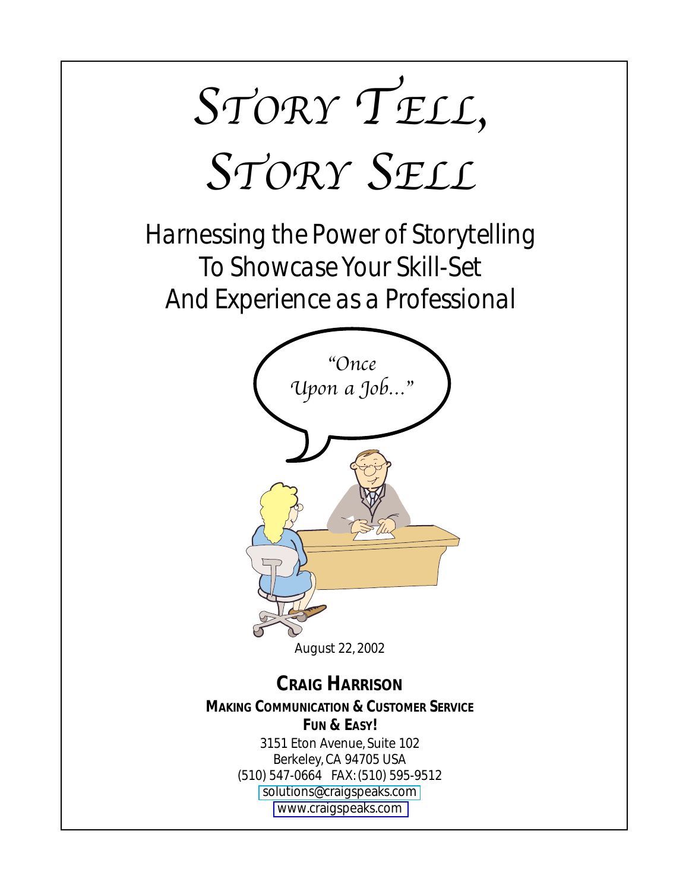# Story Tell, Story Sell

## Harnessing the Power of Storytelling To Showcase Your Skill-Set And Experience as a Professional

"Once Upon a Job..."

August 22, 2002

**CRAIG HARRISON**

**MAKING COMMUNICATION & CUSTOMER SERVICE FUN & EASY!**

3151 Eton Avenue, Suite 102
Berkeley, CA 94705 USA
(510) 547-0664 FAX: (510) 595-9512
solutions@craigspeaks.com
www.craigspeaks.com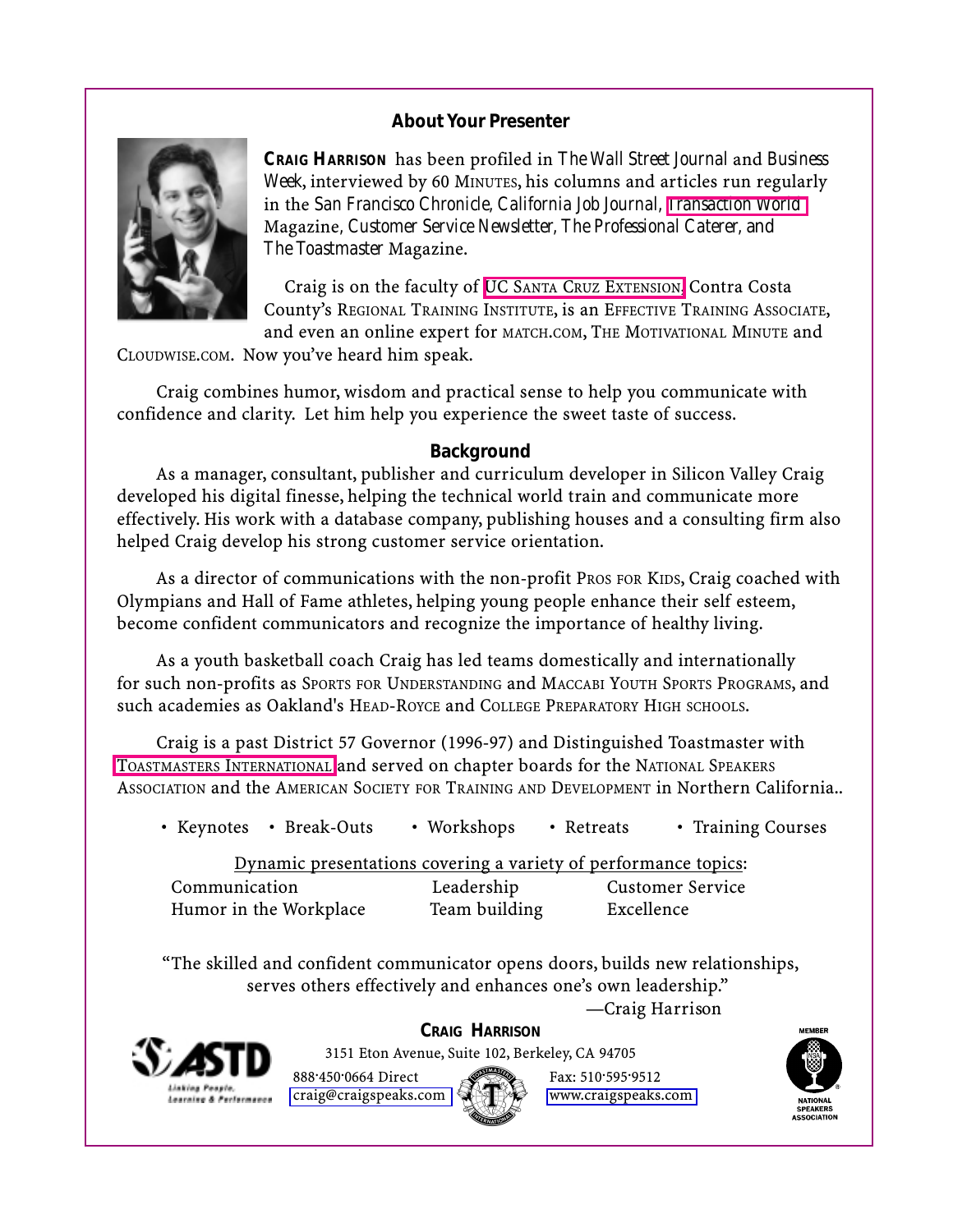## About Your Presenter

**CRAIG HARRISON** has been profiled in *The Wall Street Journal* and *Business Week*, interviewed by 60 MINUTES, his columns and articles run regularly in the *San Francisco Chronicle, California Job Journal, Transaction World* Magazine, *Customer Service Newsletter, The Professional Caterer,* and *The Toastmaster* Magazine.

Craig is on the faculty of UC SANTA CRUZ EXTENSION, Contra Costa County's REGIONAL TRAINING INSTITUTE, is an EFFECTIVE TRAINING ASSOCIATE, and even an online expert for MATCH.COM, THE MOTIVATIONAL MINUTE and CLOUDWISE.COM. Now you've heard him speak.

Craig combines humor, wisdom and practical sense to help you communicate with confidence and clarity. Let him help you experience the sweet taste of success.

## Background

As a manager, consultant, publisher and curriculum developer in Silicon Valley Craig developed his digital finesse, helping the technical world train and communicate more effectively. His work with a database company, publishing houses and a consulting firm also helped Craig develop his strong customer service orientation.

As a director of communications with the non-profit PROS FOR KIDS, Craig coached with Olympians and Hall of Fame athletes, helping young people enhance their self esteem, become confident communicators and recognize the importance of healthy living.

As a youth basketball coach Craig has led teams domestically and internationally for such non-profits as SPORTS FOR UNDERSTANDING and MACCABI YOUTH SPORTS PROGRAMS, and such academies as Oakland's HEAD-ROYCE and COLLEGE PREPARATORY HIGH SCHOOLS.

Craig is a past District 57 Governor (1996-97) and Distinguished Toastmaster with TOASTMASTERS INTERNATIONAL and served on chapter boards for the NATIONAL SPEAKERS ASSOCIATION and the AMERICAN SOCIETY FOR TRAINING AND DEVELOPMENT in Northern California..

• Keynotes • Break-Outs • Workshops • Retreats • Training Courses

Dynamic presentations covering a variety of performance topics:

| | | |
|---|---|---|
| Communication | Leadership | Customer Service |
| Humor in the Workplace | Team building | Excellence |

"The skilled and confident communicator opens doors, builds new relationships, serves others effectively and enhances one's own leadership."

—Craig Harrison

**CRAIG HARRISON**

3151 Eton Avenue, Suite 102, Berkeley, CA 94705

888·450·0664 Direct Fax: 510·595·9512

craig@craigspeaks.com www.craigspeaks.com

ASTD Linking People, Learning & Performance

MEMBER NATIONAL SPEAKERS ASSOCIATION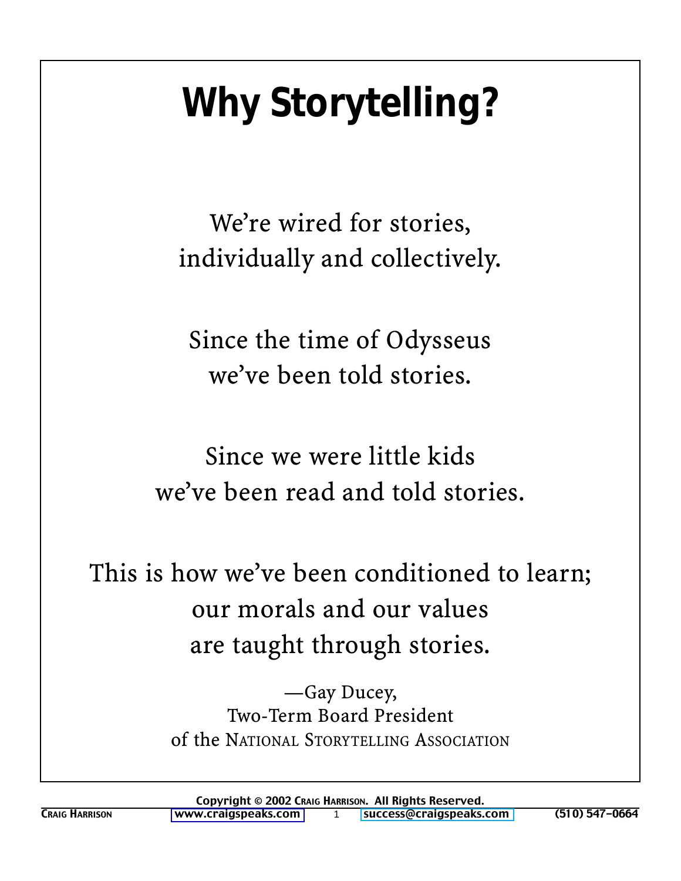# Why Storytelling?

We're wired for stories,
individually and collectively.

Since the time of Odysseus
we've been told stories.

Since we were little kids
we've been read and told stories.

This is how we've been conditioned to learn;
our morals and our values
are taught through stories.

—Gay Ducey,
Two-Term Board President
of the National Storytelling Association

Copyright © 2002 Craig Harrison. All Rights Reserved.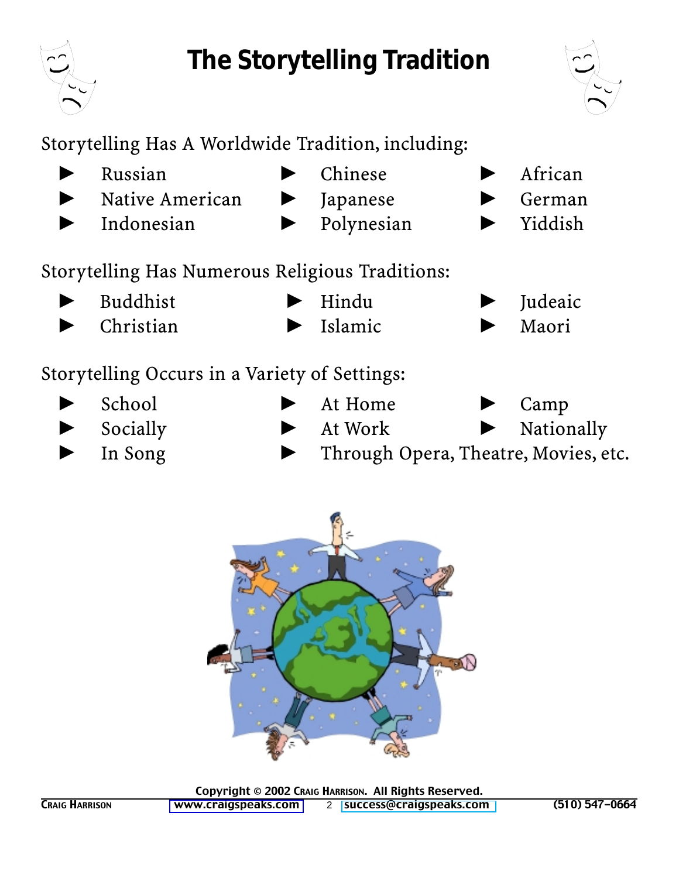# The Storytelling Tradition

Storytelling Has A Worldwide Tradition, including:

- Russian
- Native American
- Indonesian
- Chinese
- Japanese
- Polynesian
- African
- German
- Yiddish

Storytelling Has Numerous Religious Traditions:

- Buddhist
- Christian
- Hindu
- Islamic
- Judeaic
- Maori

Storytelling Occurs in a Variety of Settings:

- School
- Socially
- In Song
- At Home
- At Work
- Through Opera, Theatre, Movies, etc.
- Camp
- Nationally

Copyright © 2002 Craig Harrison. All Rights Reserved.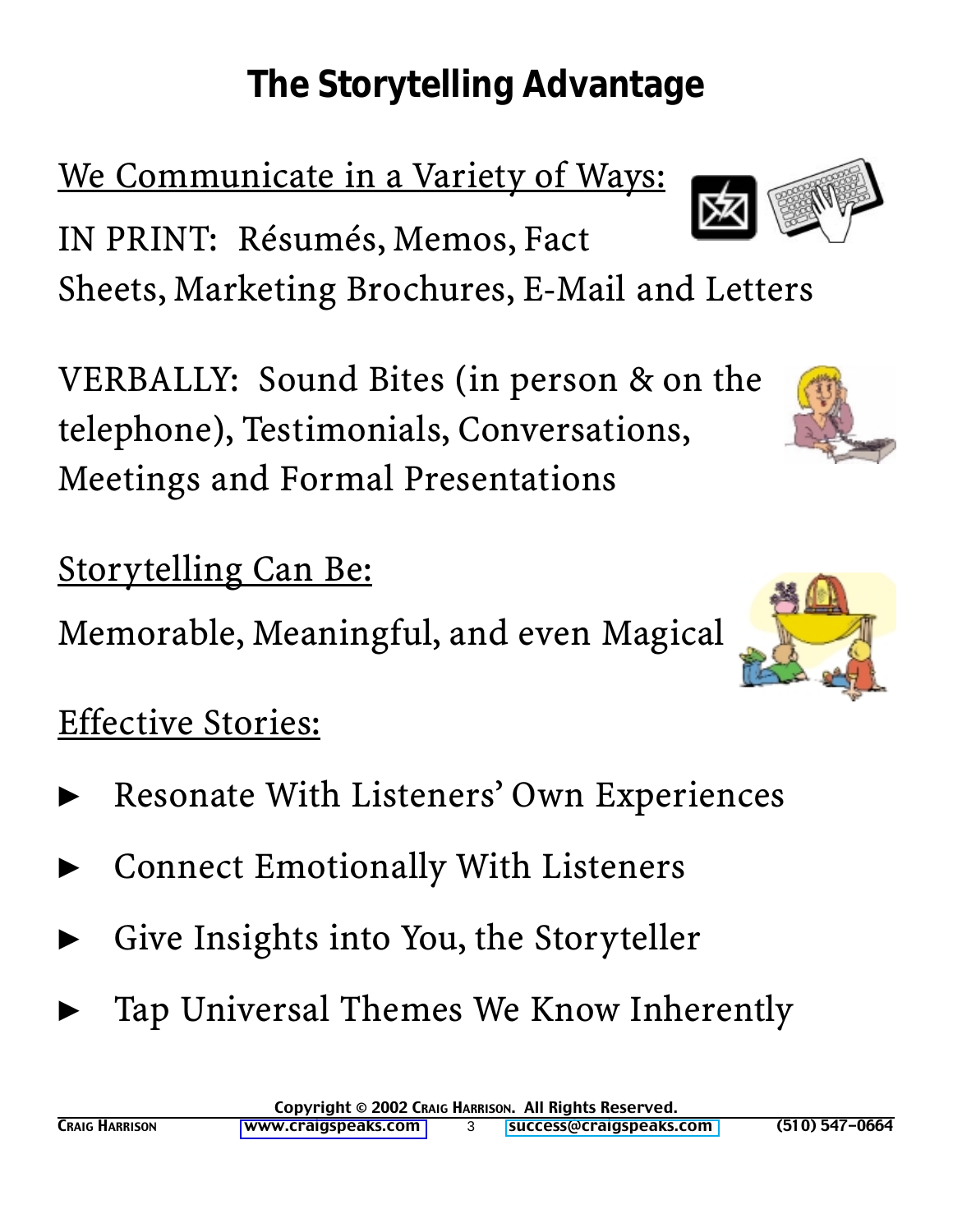# The Storytelling Advantage

## We Communicate in a Variety of Ways:

IN PRINT: Résumés, Memos, Fact Sheets, Marketing Brochures, E-Mail and Letters

VERBALLY: Sound Bites (in person & on the telephone), Testimonials, Conversations, Meetings and Formal Presentations

## Storytelling Can Be:

Memorable, Meaningful, and even Magical

## Effective Stories:

- Resonate With Listeners' Own Experiences
- Connect Emotionally With Listeners
- Give Insights into You, the Storyteller
- Tap Universal Themes We Know Inherently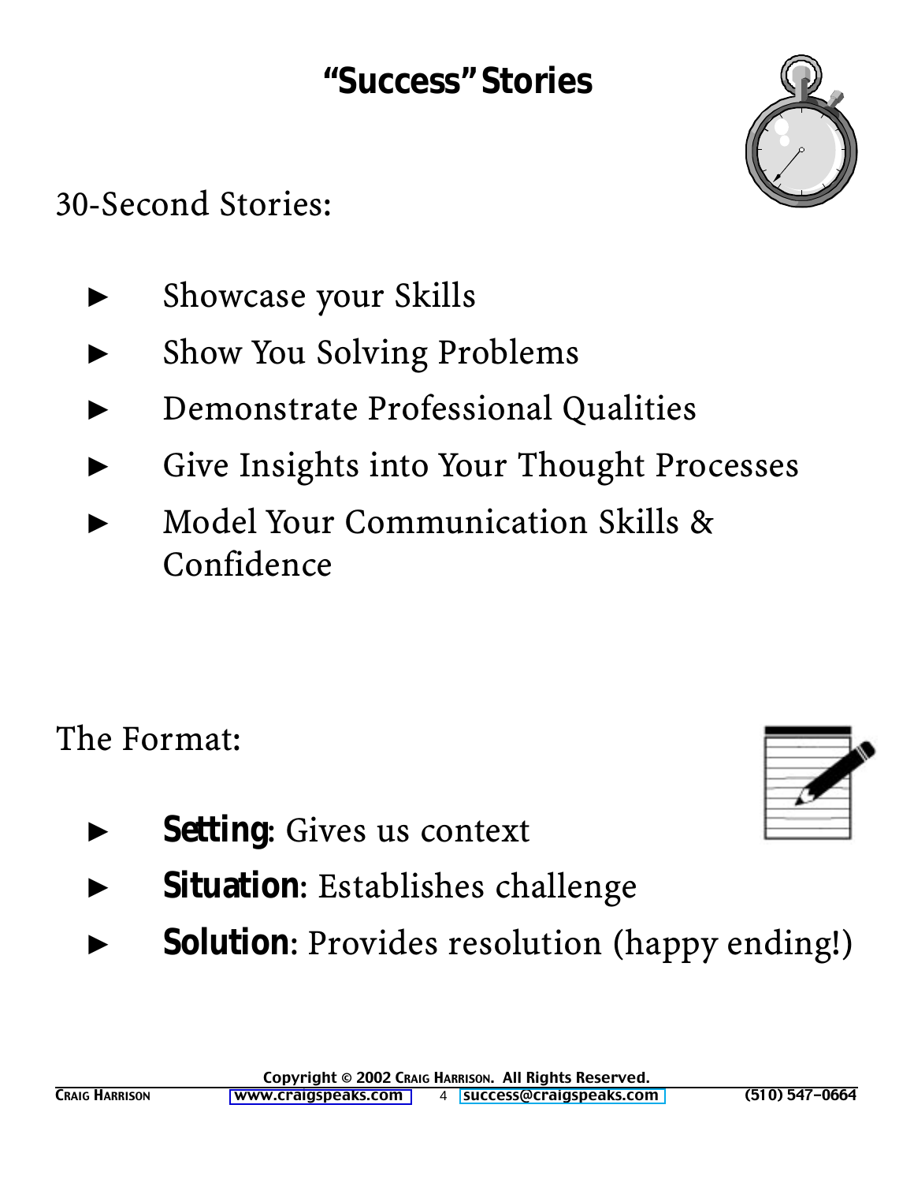# "Success" Stories

30-Second Stories:

- Showcase your Skills
- Show You Solving Problems
- Demonstrate Professional Qualities
- Give Insights into Your Thought Processes
- Model Your Communication Skills & Confidence

The Format:

- **Setting**: Gives us context
- **Situation**: Establishes challenge
- **Solution**: Provides resolution (happy ending!)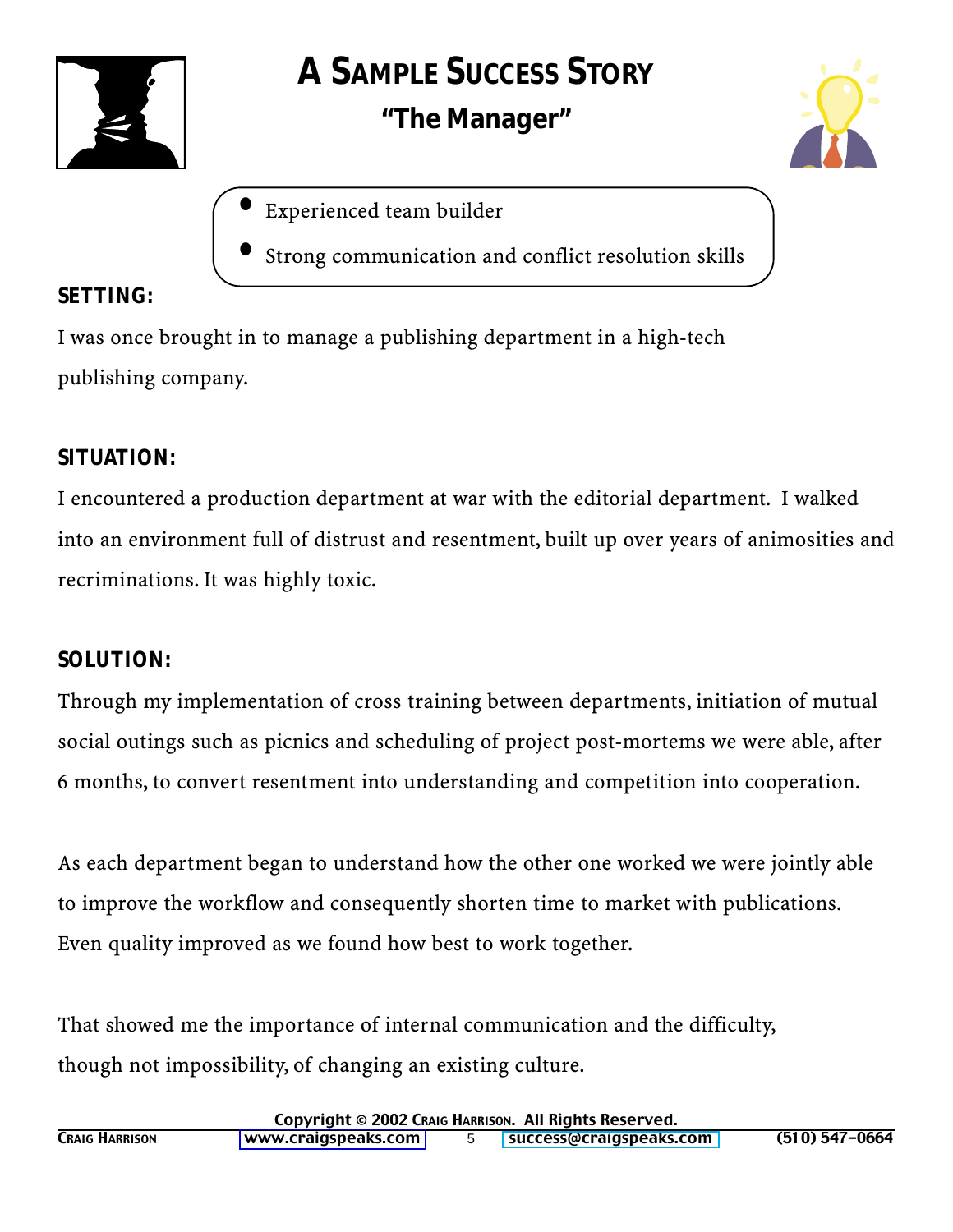# A Sample Success Story

## "The Manager"

- Experienced team builder
- Strong communication and conflict resolution skills

**SETTING:**

I was once brought in to manage a publishing department in a high-tech publishing company.

**SITUATION:**

I encountered a production department at war with the editorial department. I walked into an environment full of distrust and resentment, built up over years of animosities and recriminations. It was highly toxic.

**SOLUTION:**

Through my implementation of cross training between departments, initiation of mutual social outings such as picnics and scheduling of project post-mortems we were able, after 6 months, to convert resentment into understanding and competition into cooperation.

As each department began to understand how the other one worked we were jointly able to improve the workflow and consequently shorten time to market with publications. Even quality improved as we found how best to work together.

That showed me the importance of internal communication and the difficulty, though not impossibility, of changing an existing culture.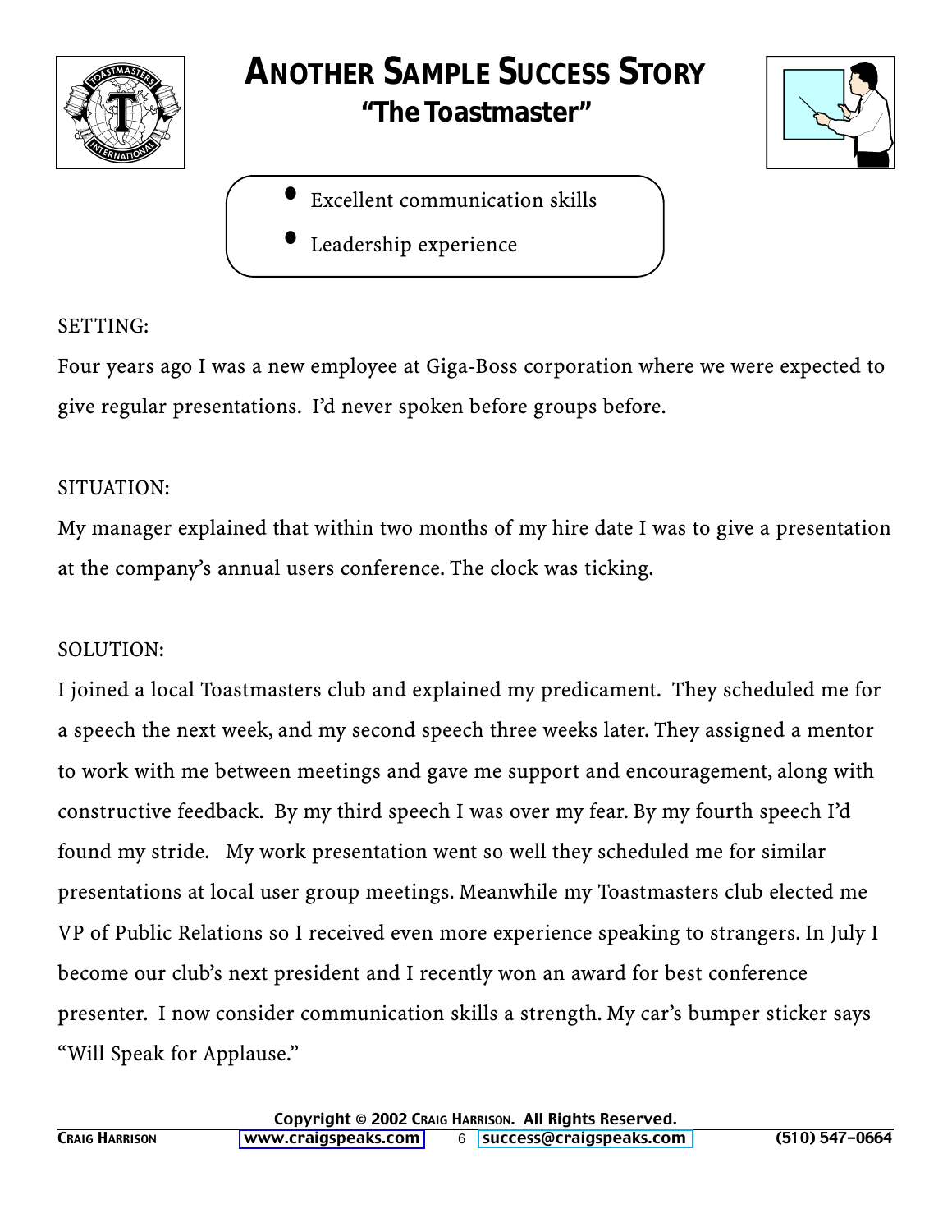# ANOTHER SAMPLE SUCCESS STORY

## "The Toastmaster"

- Excellent communication skills
- Leadership experience

SETTING:

Four years ago I was a new employee at Giga-Boss corporation where we were expected to give regular presentations. I'd never spoken before groups before.

SITUATION:

My manager explained that within two months of my hire date I was to give a presentation at the company's annual users conference. The clock was ticking.

SOLUTION:

I joined a local Toastmasters club and explained my predicament. They scheduled me for a speech the next week, and my second speech three weeks later. They assigned a mentor to work with me between meetings and gave me support and encouragement, along with constructive feedback. By my third speech I was over my fear. By my fourth speech I'd found my stride. My work presentation went so well they scheduled me for similar presentations at local user group meetings. Meanwhile my Toastmasters club elected me VP of Public Relations so I received even more experience speaking to strangers. In July I become our club's next president and I recently won an award for best conference presenter. I now consider communication skills a strength. My car's bumper sticker says "Will Speak for Applause."

Copyright © 2002 Craig Harrison. All Rights Reserved.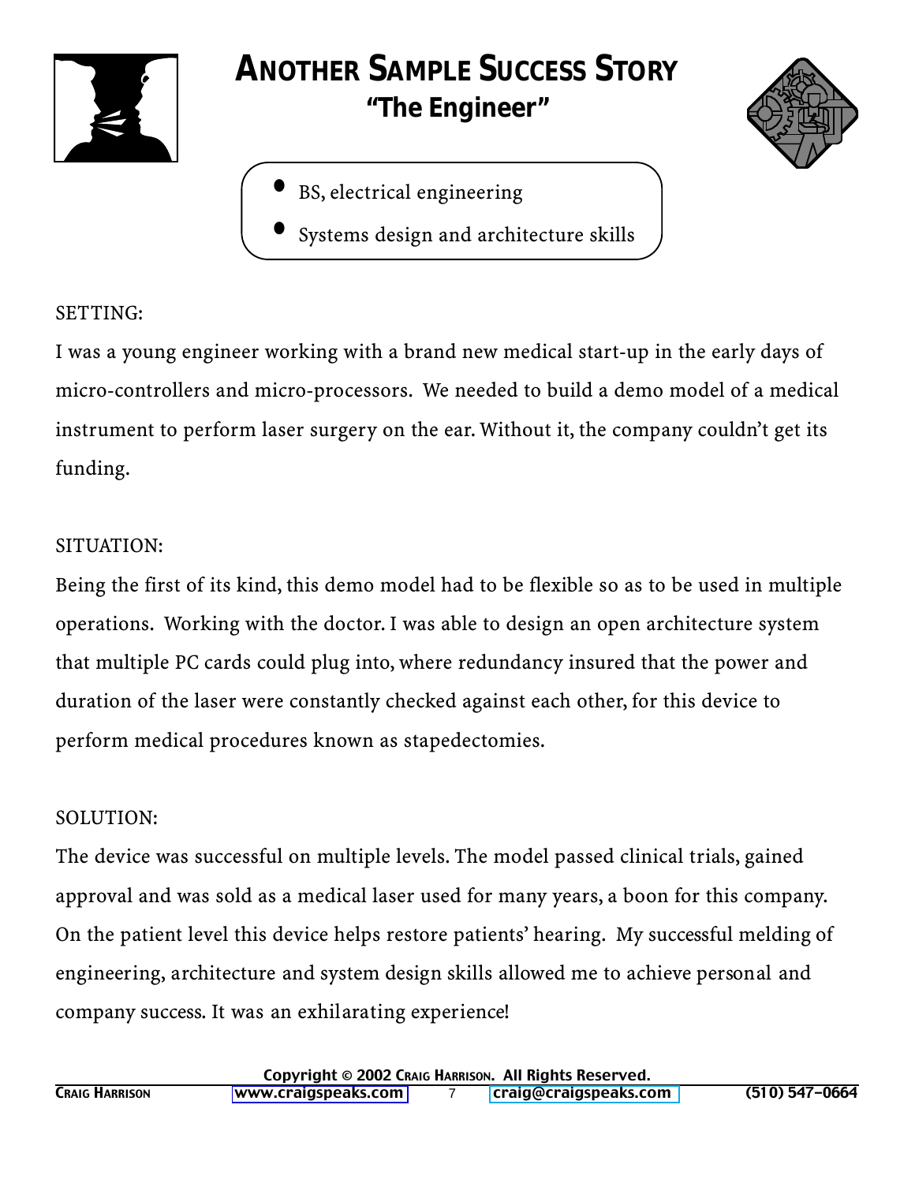# Another Sample Success Story

## "The Engineer"

- BS, electrical engineering
- Systems design and architecture skills

SETTING:

I was a young engineer working with a brand new medical start-up in the early days of micro-controllers and micro-processors. We needed to build a demo model of a medical instrument to perform laser surgery on the ear. Without it, the company couldn't get its funding.

SITUATION:

Being the first of its kind, this demo model had to be flexible so as to be used in multiple operations. Working with the doctor. I was able to design an open architecture system that multiple PC cards could plug into, where redundancy insured that the power and duration of the laser were constantly checked against each other, for this device to perform medical procedures known as stapedectomies.

SOLUTION:

The device was successful on multiple levels. The model passed clinical trials, gained approval and was sold as a medical laser used for many years, a boon for this company. On the patient level this device helps restore patients' hearing. My successful melding of engineering, architecture and system design skills allowed me to achieve personal and company success. It was an exhilarating experience!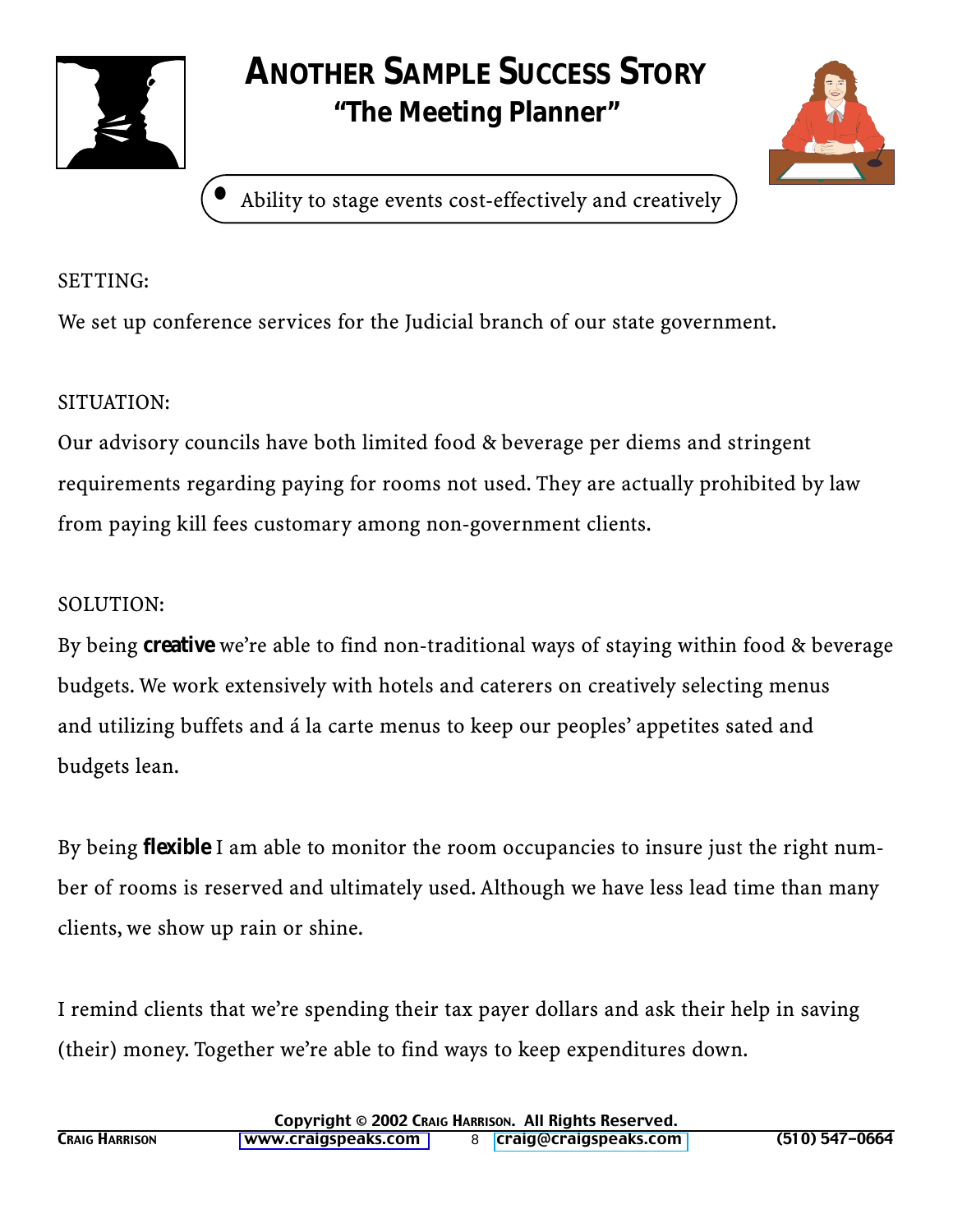# Another Sample Success Story

## "The Meeting Planner"

- Ability to stage events cost-effectively and creatively

SETTING:

We set up conference services for the Judicial branch of our state government.

SITUATION:

Our advisory councils have both limited food & beverage per diems and stringent requirements regarding paying for rooms not used. They are actually prohibited by law from paying kill fees customary among non-government clients.

SOLUTION:

By being **creative** we're able to find non-traditional ways of staying within food & beverage budgets. We work extensively with hotels and caterers on creatively selecting menus and utilizing buffets and á la carte menus to keep our peoples' appetites sated and budgets lean.

By being **flexible** I am able to monitor the room occupancies to insure just the right number of rooms is reserved and ultimately used. Although we have less lead time than many clients, we show up rain or shine.

I remind clients that we're spending their tax payer dollars and ask their help in saving (their) money. Together we're able to find ways to keep expenditures down.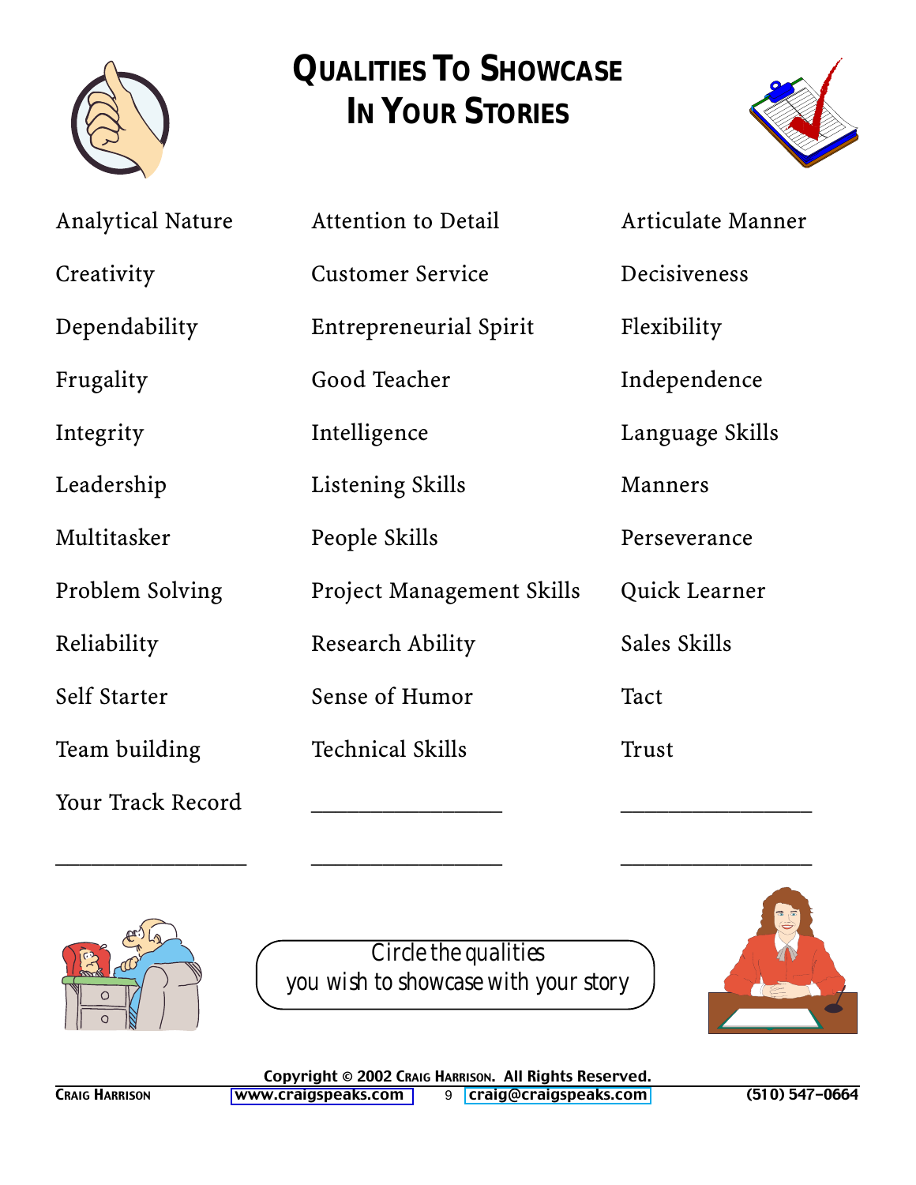# Qualities To Showcase In Your Stories

| | | |
|---|---|---|
| Analytical Nature | Attention to Detail | Articulate Manner |
| Creativity | Customer Service | Decisiveness |
| Dependability | Entrepreneurial Spirit | Flexibility |
| Frugality | Good Teacher | Independence |
| Integrity | Intelligence | Language Skills |
| Leadership | Listening Skills | Manners |
| Multitasker | People Skills | Perseverance |
| Problem Solving | Project Management Skills | Quick Learner |
| Reliability | Research Ability | Sales Skills |
| Self Starter | Sense of Humor | Tact |
| Team building | Technical Skills | Trust |
| Your Track Record | ________________ | ________________ |
| ________________ | ________________ | ________________ |

Circle the qualities
you wish to showcase with your story

Copyright © 2002 Craig Harrison. All Rights Reserved.

Craig Harrison www.craigspeaks.com craig@craigspeaks.com (510) 547-0664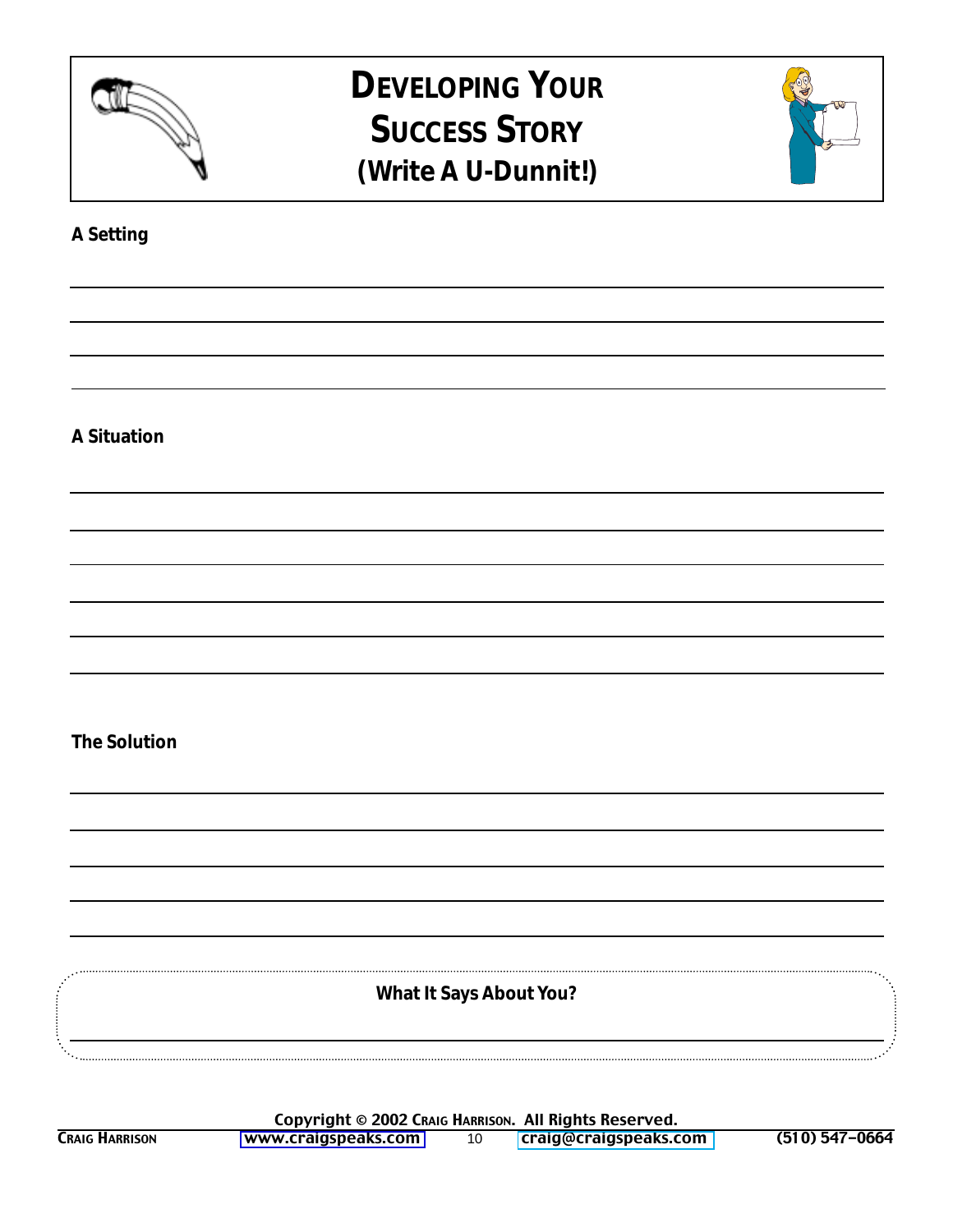# DEVELOPING YOUR SUCCESS STORY
## (Write A U-Dunnit!)

**A Setting**

**A Situation**

**The Solution**

**What It Says About You?**

Copyright © 2002 CRAIG HARRISON. All Rights Reserved.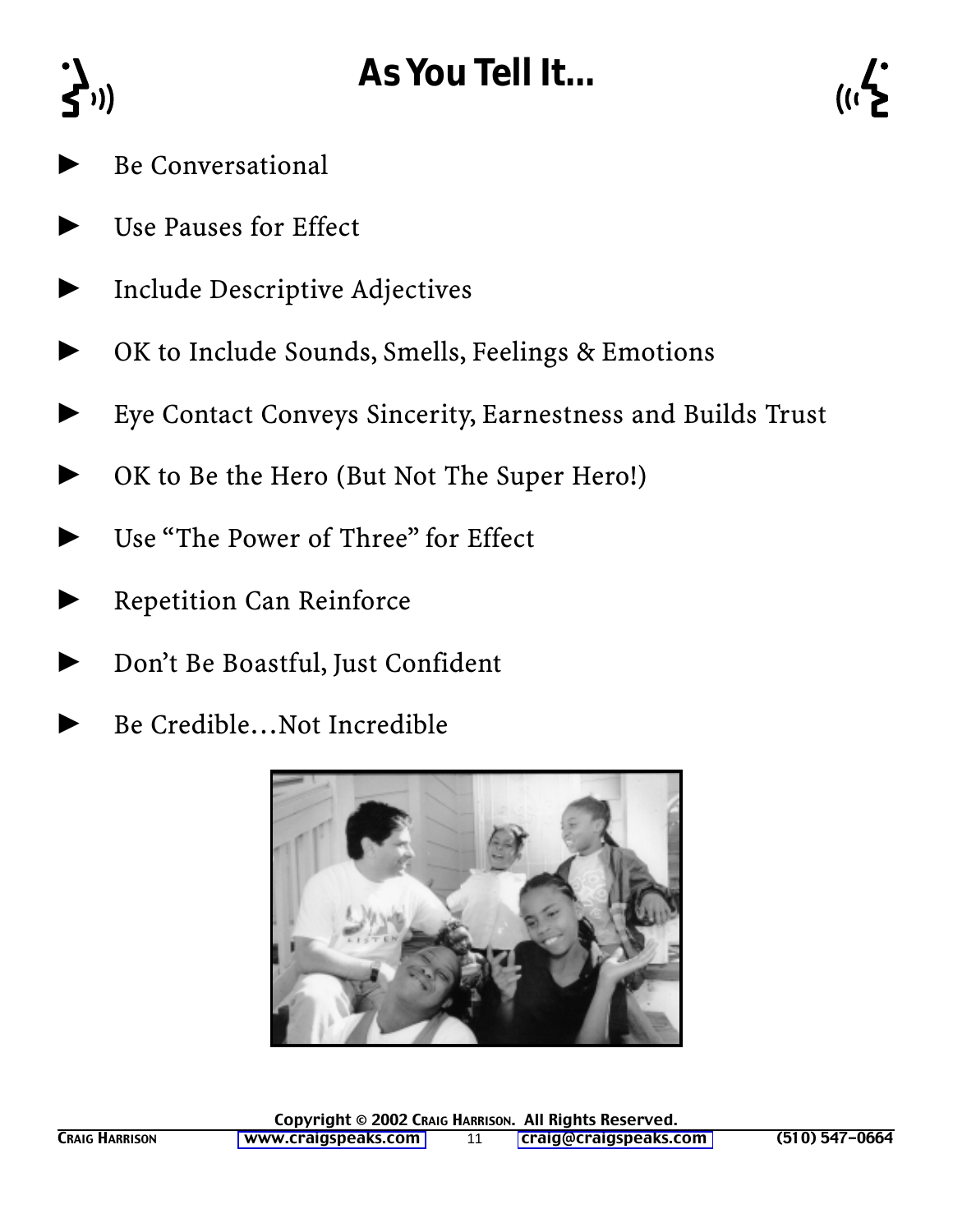# As You Tell It…

- Be Conversational
- Use Pauses for Effect
- Include Descriptive Adjectives
- OK to Include Sounds, Smells, Feelings & Emotions
- Eye Contact Conveys Sincerity, Earnestness and Builds Trust
- OK to Be the Hero (But Not The Super Hero!)
- Use "The Power of Three" for Effect
- Repetition Can Reinforce
- Don't Be Boastful, Just Confident
- Be Credible…Not Incredible

Copyright © 2002 Craig Harrison. All Rights Reserved.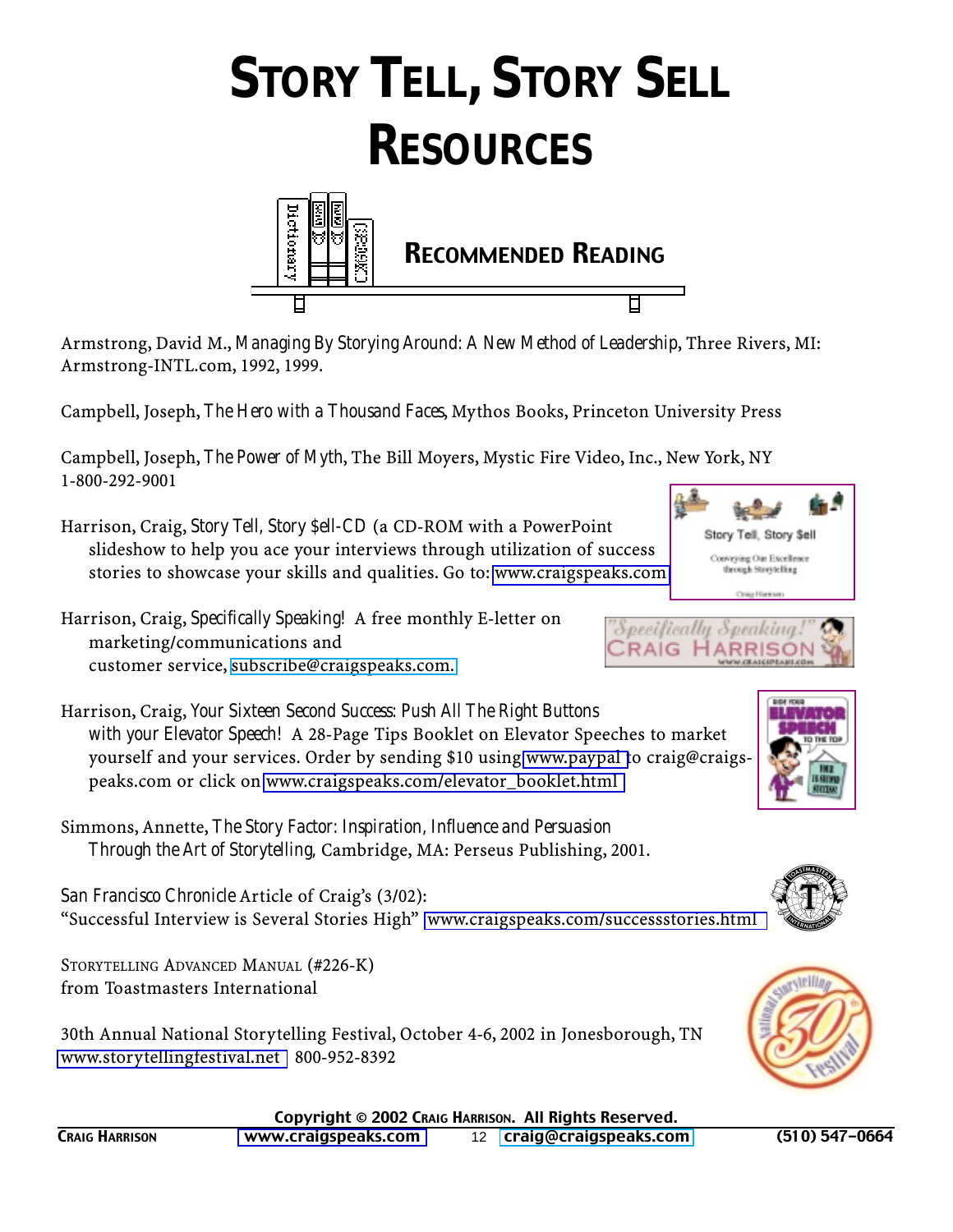# Story Tell, Story Sell Resources

## Recommended Reading

Armstrong, David M., *Managing By Storying Around: A New Method of Leadership*, Three Rivers, MI: Armstrong-INTL.com, 1992, 1999.

Campbell, Joseph, *The Hero with a Thousand Faces*, Mythos Books, Princeton University Press

Campbell, Joseph, *The Power of Myth*, The Bill Moyers, Mystic Fire Video, Inc., New York, NY 1-800-292-9001

Harrison, Craig, *Story Tell, Story $ell-CD* (a CD-ROM with a PowerPoint slideshow to help you ace your interviews through utilization of success stories to showcase your skills and qualities. Go to: www.craigspeaks.com

Harrison, Craig, *Specifically Speaking!* A free monthly E-letter on marketing/communications and customer service, subscribe@craigspeaks.com.

Harrison, Craig, *Your Sixteen Second Success: Push All The Right Buttons with your Elevator Speech!* A 28-Page Tips Booklet on Elevator Speeches to market yourself and your services. Order by sending $10 using www.paypal to craig@craigspeaks.com or click on www.craigspeaks.com/elevator_booklet.html

Simmons, Annette, *The Story Factor: Inspiration, Influence and Persuasion Through the Art of Storytelling*, Cambridge, MA: Perseus Publishing, 2001.

*San Francisco Chronicle* Article of Craig's (3/02):
"Successful Interview is Several Stories High" www.craigspeaks.com/successstories.html

Storytelling Advanced Manual (#226-K)
from Toastmasters International

30th Annual National Storytelling Festival, October 4-6, 2002 in Jonesborough, TN
www.storytellingfestival.net 800-952-8392

Copyright © 2002 Craig Harrison. All Rights Reserved.